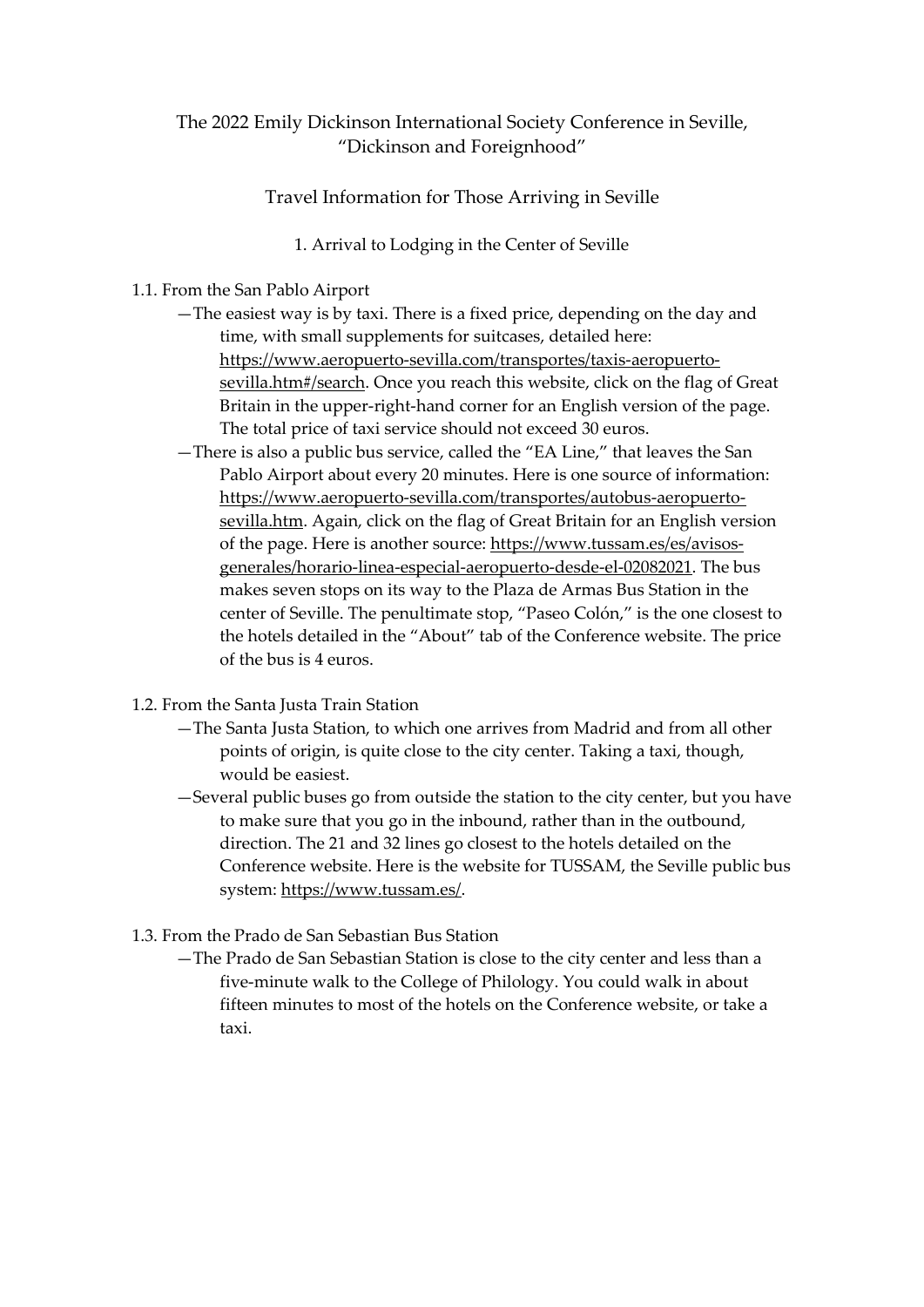# The 2022 Emily Dickinson International Society Conference in Seville, "Dickinson and Foreignhood"

## Travel Information for Those Arriving in Seville

### 1. Arrival to Lodging in the Center of Seville

#### 1.1. From the San Pablo Airport

—The easiest way is by taxi. There is a fixed price, depending on the day and time, with small supplements for suitcases, detailed here: https://www.aeropuerto-sevilla.com/transportes/taxis-aeropuerto-sevilla.htm#/search. Once you reach this website, click on the flag of Great Britain in the upper-right-hand corner for an English version of the page. The total price of taxi service should not exceed 30 euros.

—There is also a public bus service, called the "EA Line," that leaves the San Pablo Airport about every 20 minutes. Here is one source of information: https://www.aeropuerto-sevilla.com/transportes/autobus-aeropuerto-sevilla.htm. Again, click on the flag of Great Britain for an English version of the page. Here is another source: https://www.tussam.es/es/avisos-generales/horario-linea-especial-aeropuerto-desde-el-02082021. The bus makes seven stops on its way to the Plaza de Armas Bus Station in the center of Seville. The penultimate stop, "Paseo Colón," is the one closest to the hotels detailed in the "About" tab of the Conference website. The price of the bus is 4 euros.

#### 1.2. From the Santa Justa Train Station

—The Santa Justa Station, to which one arrives from Madrid and from all other points of origin, is quite close to the city center. Taking a taxi, though, would be easiest.

—Several public buses go from outside the station to the city center, but you have to make sure that you go in the inbound, rather than in the outbound, direction. The 21 and 32 lines go closest to the hotels detailed on the Conference website. Here is the website for TUSSAM, the Seville public bus system: https://www.tussam.es/.

#### 1.3. From the Prado de San Sebastian Bus Station

—The Prado de San Sebastian Station is close to the city center and less than a five-minute walk to the College of Philology. You could walk in about fifteen minutes to most of the hotels on the Conference website, or take a taxi.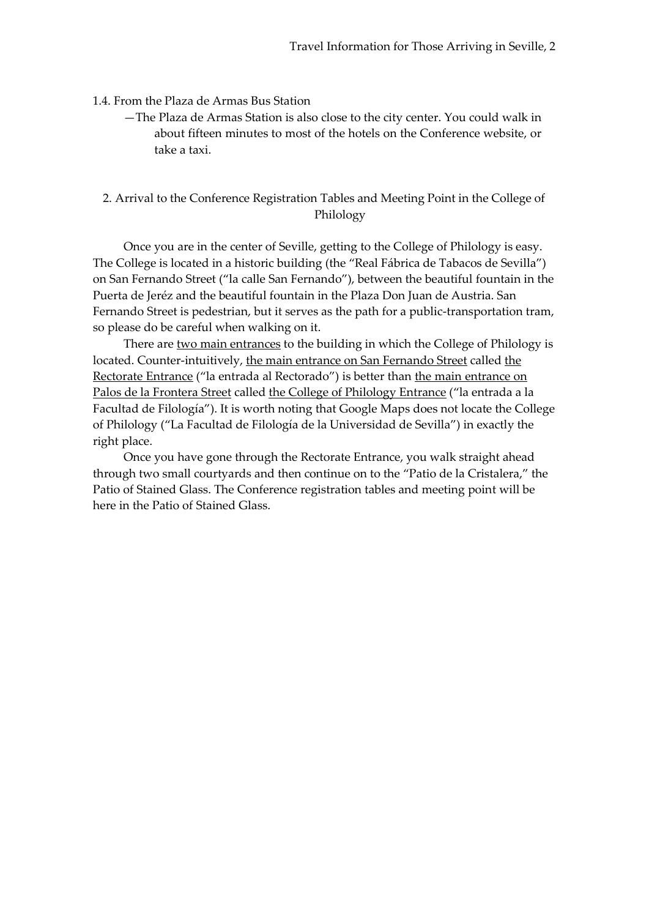1.4. From the Plaza de Armas Bus Station

—The Plaza de Armas Station is also close to the city center. You could walk in about fifteen minutes to most of the hotels on the Conference website, or take a taxi.

## 2. Arrival to the Conference Registration Tables and Meeting Point in the College of Philology

Once you are in the center of Seville, getting to the College of Philology is easy. The College is located in a historic building (the "Real Fábrica de Tabacos de Sevilla") on San Fernando Street ("la calle San Fernando"), between the beautiful fountain in the Puerta de Jeréz and the beautiful fountain in the Plaza Don Juan de Austria. San Fernando Street is pedestrian, but it serves as the path for a public-transportation tram, so please do be careful when walking on it.

There are <u>two main entrances</u> to the building in which the College of Philology is located. Counter-intuitively, <u>the main entrance on San Fernando Street</u> called <u>the Rectorate Entrance</u> ("la entrada al Rectorado") is better than <u>the main entrance on Palos de la Frontera Street</u> called <u>the College of Philology Entrance</u> ("la entrada a la Facultad de Filología"). It is worth noting that Google Maps does not locate the College of Philology ("La Facultad de Filología de la Universidad de Sevilla") in exactly the right place.

Once you have gone through the Rectorate Entrance, you walk straight ahead through two small courtyards and then continue on to the "Patio de la Cristalera," the Patio of Stained Glass. The Conference registration tables and meeting point will be here in the Patio of Stained Glass.